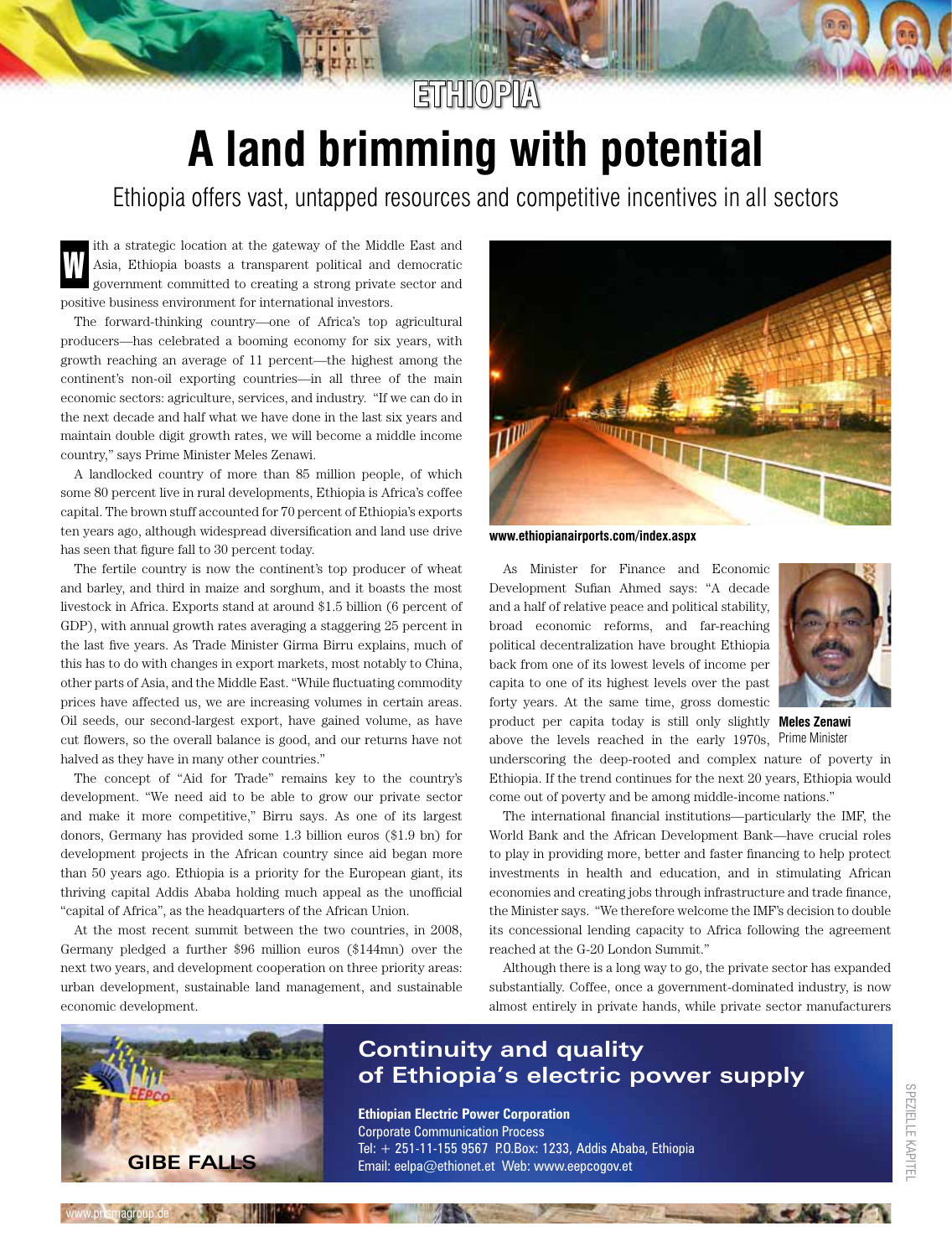# ETHIOPIA

# A land brimming with potential

## Ethiopia offers vast, untapped resources and competitive incentives in all sectors

With a strategic location at the gateway of the Middle East and Asia, Ethiopia boasts a transparent political and democratic government committed to creating a strong private sector and positive business environment for international investors.

The forward-thinking country—one of Africa's top agricultural producers—has celebrated a booming economy for six years, with growth reaching an average of 11 percent—the highest among the continent's non-oil exporting countries—in all three of the main economic sectors: agriculture, services, and industry. "If we can do in the next decade and half what we have done in the last six years and maintain double digit growth rates, we will become a middle income country," says Prime Minister Meles Zenawi.

A landlocked country of more than 85 million people, of which some 80 percent live in rural developments, Ethiopia is Africa's coffee capital. The brown stuff accounted for 70 percent of Ethiopia's exports ten years ago, although widespread diversification and land use drive has seen that figure fall to 30 percent today.

The fertile country is now the continent's top producer of wheat and barley, and third in maize and sorghum, and it boasts the most livestock in Africa. Exports stand at around $1.5 billion (6 percent of GDP), with annual growth rates averaging a staggering 25 percent in the last five years. As Trade Minister Girma Birru explains, much of this has to do with changes in export markets, most notably to China, other parts of Asia, and the Middle East. "While fluctuating commodity prices have affected us, we are increasing volumes in certain areas. Oil seeds, our second-largest export, have gained volume, as have cut flowers, so the overall balance is good, and our returns have not halved as they have in many other countries."

The concept of "Aid for Trade" remains key to the country's development. "We need aid to be able to grow our private sector and make it more competitive," Birru says. As one of its largest donors, Germany has provided some 1.3 billion euros ($1.9 bn) for development projects in the African country since aid began more than 50 years ago. Ethiopia is a priority for the European giant, its thriving capital Addis Ababa holding much appeal as the unofficial "capital of Africa", as the headquarters of the African Union.

At the most recent summit between the two countries, in 2008, Germany pledged a further $96 million euros ($144mn) over the next two years, and development cooperation on three priority areas: urban development, sustainable land management, and sustainable economic development.

**www.ethiopianairports.com/index.aspx**

As Minister for Finance and Economic Development Sufian Ahmed says: "A decade and a half of relative peace and political stability, broad economic reforms, and far-reaching political decentralization have brought Ethiopia back from one of its lowest levels of income per capita to one of its highest levels over the past forty years. At the same time, gross domestic product per capita today is still only slightly above the levels reached in the early 1970s, underscoring the deep-rooted and complex nature of poverty in Ethiopia. If the trend continues for the next 20 years, Ethiopia would come out of poverty and be among middle-income nations."

**Meles Zenawi**
Prime Minister

The international financial institutions—particularly the IMF, the World Bank and the African Development Bank—have crucial roles to play in providing more, better and faster financing to help protect investments in health and education, and in stimulating African economies and creating jobs through infrastructure and trade finance, the Minister says. "We therefore welcome the IMF's decision to double its concessional lending capacity to Africa following the agreement reached at the G-20 London Summit."

Although there is a long way to go, the private sector has expanded substantially. Coffee, once a government-dominated industry, is now almost entirely in private hands, while private sector manufacturers

**Continuity and quality of Ethiopia's electric power supply**

GIBE FALLS

**Ethiopian Electric Power Corporation**
Corporate Communication Process
Tel: + 251-11-155 9567 P.O.Box: 1233, Addis Ababa, Ethiopia
Email: eelpa@ethionet.et Web: www.eepcogov.et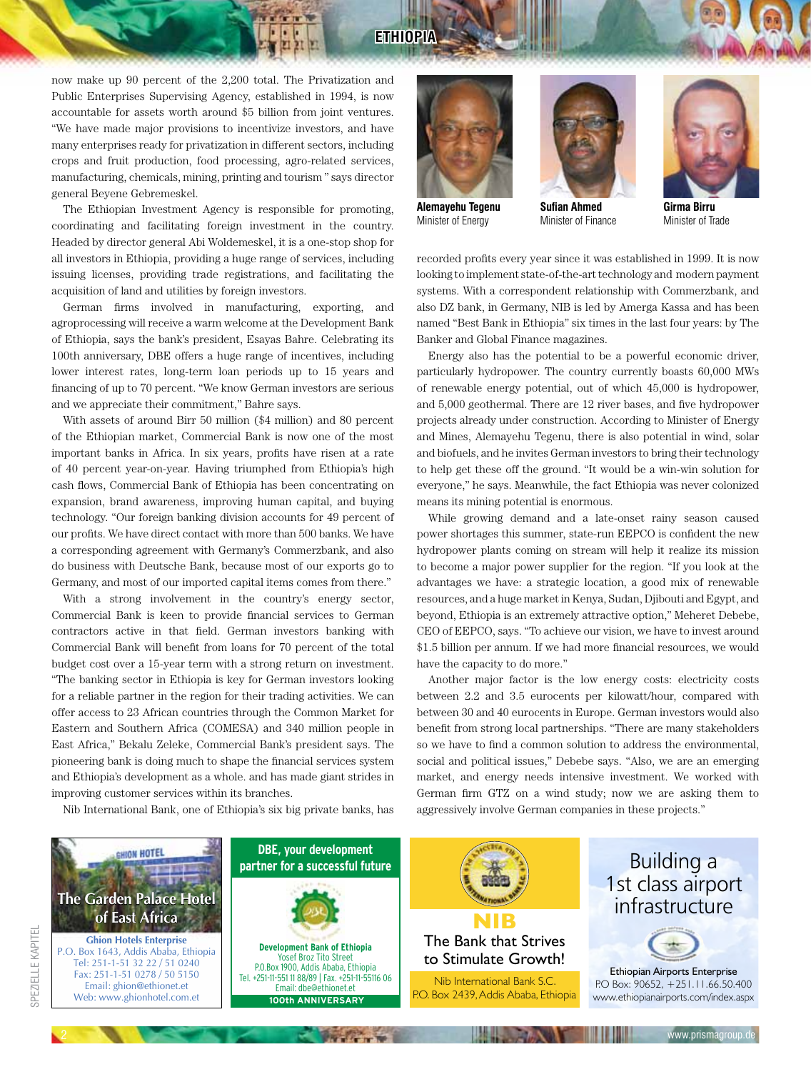now make up 90 percent of the 2,200 total. The Privatization and Public Enterprises Supervising Agency, established in 1994, is now accountable for assets worth around $5 billion from joint ventures. "We have made major provisions to incentivize investors, and have many enterprises ready for privatization in different sectors, including crops and fruit production, food processing, agro-related services, manufacturing, chemicals, mining, printing and tourism" says director general Beyene Gebremeskel.

The Ethiopian Investment Agency is responsible for promoting, coordinating and facilitating foreign investment in the country. Headed by director general Abi Woldemeskel, it is a one-stop shop for all investors in Ethiopia, providing a huge range of services, including issuing licenses, providing trade registrations, and facilitating the acquisition of land and utilities by foreign investors.

German firms involved in manufacturing, exporting, and agroprocessing will receive a warm welcome at the Development Bank of Ethiopia, says the bank's president, Esayas Bahre. Celebrating its 100th anniversary, DBE offers a huge range of incentives, including lower interest rates, long-term loan periods up to 15 years and financing of up to 70 percent. "We know German investors are serious and we appreciate their commitment," Bahre says.

With assets of around Birr 50 million ($4 million) and 80 percent of the Ethiopian market, Commercial Bank is now one of the most important banks in Africa. In six years, profits have risen at a rate of 40 percent year-on-year. Having triumphed from Ethiopia's high cash flows, Commercial Bank of Ethiopia has been concentrating on expansion, brand awareness, improving human capital, and buying technology. "Our foreign banking division accounts for 49 percent of our profits. We have direct contact with more than 500 banks. We have a corresponding agreement with Germany's Commerzbank, and also do business with Deutsche Bank, because most of our exports go to Germany, and most of our imported capital items comes from there."

With a strong involvement in the country's energy sector, Commercial Bank is keen to provide financial services to German contractors active in that field. German investors banking with Commercial Bank will benefit from loans for 70 percent of the total budget cost over a 15-year term with a strong return on investment. "The banking sector in Ethiopia is key for German investors looking for a reliable partner in the region for their trading activities. We can offer access to 23 African countries through the Common Market for Eastern and Southern Africa (COMESA) and 340 million people in East Africa," Bekalu Zeleke, Commercial Bank's president says. The pioneering bank is doing much to shape the financial services system and Ethiopia's development as a whole. and has made giant strides in improving customer services within its branches.

Nib International Bank, one of Ethiopia's six big private banks, has recorded profits every year since it was established in 1999. It is now looking to implement state-of-the-art technology and modern payment systems. With a correspondent relationship with Commerzbank, and also DZ bank, in Germany, NIB is led by Amerga Kassa and has been named "Best Bank in Ethiopia" six times in the last four years: by The Banker and Global Finance magazines.

**Alemayehu Tegenu**
Minister of Energy

**Sufian Ahmed**
Minister of Finance

**Girma Birru**
Minister of Trade

Energy also has the potential to be a powerful economic driver, particularly hydropower. The country currently boasts 60,000 MWs of renewable energy potential, out of which 45,000 is hydropower, and 5,000 geothermal. There are 12 river bases, and five hydropower projects already under construction. According to Minister of Energy and Mines, Alemayehu Tegenu, there is also potential in wind, solar and biofuels, and he invites German investors to bring their technology to help get these off the ground. "It would be a win-win solution for everyone," he says. Meanwhile, the fact Ethiopia was never colonized means its mining potential is enormous.

While growing demand and a late-onset rainy season caused power shortages this summer, state-run EEPCO is confident the new hydropower plants coming on stream will help it realize its mission to become a major power supplier for the region. "If you look at the advantages we have: a strategic location, a good mix of renewable resources, and a huge market in Kenya, Sudan, Djibouti and Egypt, and beyond, Ethiopia is an extremely attractive option," Meheret Debebe, CEO of EEPCO, says. "To achieve our vision, we have to invest around $1.5 billion per annum. If we had more financial resources, we would have the capacity to do more."

Another major factor is the low energy costs: electricity costs between 2.2 and 3.5 eurocents per kilowatt/hour, compared with between 30 and 40 eurocents in Europe. German investors would also benefit from strong local partnerships. "There are many stakeholders so we have to find a common solution to address the environmental, social and political issues," Debebe says. "Also, we are an emerging market, and energy needs intensive investment. We worked with German firm GTZ on a wind study; now we are asking them to aggressively involve German companies in these projects."

**The Garden Palace Hotel of East Africa**
Ghion Hotels Enterprise
P.O. Box 1643, Addis Ababa, Ethiopia
Tel: 251-1-51 32 22 / 51 0240
Fax: 251-1-51 0278 / 50 5150
Email: ghion@ethionet.et
Web: www.ghionhotel.com.et

**DBE, your development partner for a successful future**
Development Bank of Ethiopia
Yosef Broz Tito Street
P.O.Box 1900, Addis Ababa, Ethiopia
Tel. +251-11-551 11 88/89 | Fax. +251-11-55116 06
Email: dbe@ethionet.et
100th ANNIVERSARY

**NIB**
The Bank that Strives to Stimulate Growth!
Nib International Bank S.C.
P.O. Box 2439, Addis Ababa, Ethiopia

**Building a 1st class airport infrastructure**
Ethiopian Airports Enterprise
P.O Box: 90652, +251.11.66.50.400
www.ethiopianairports.com/index.aspx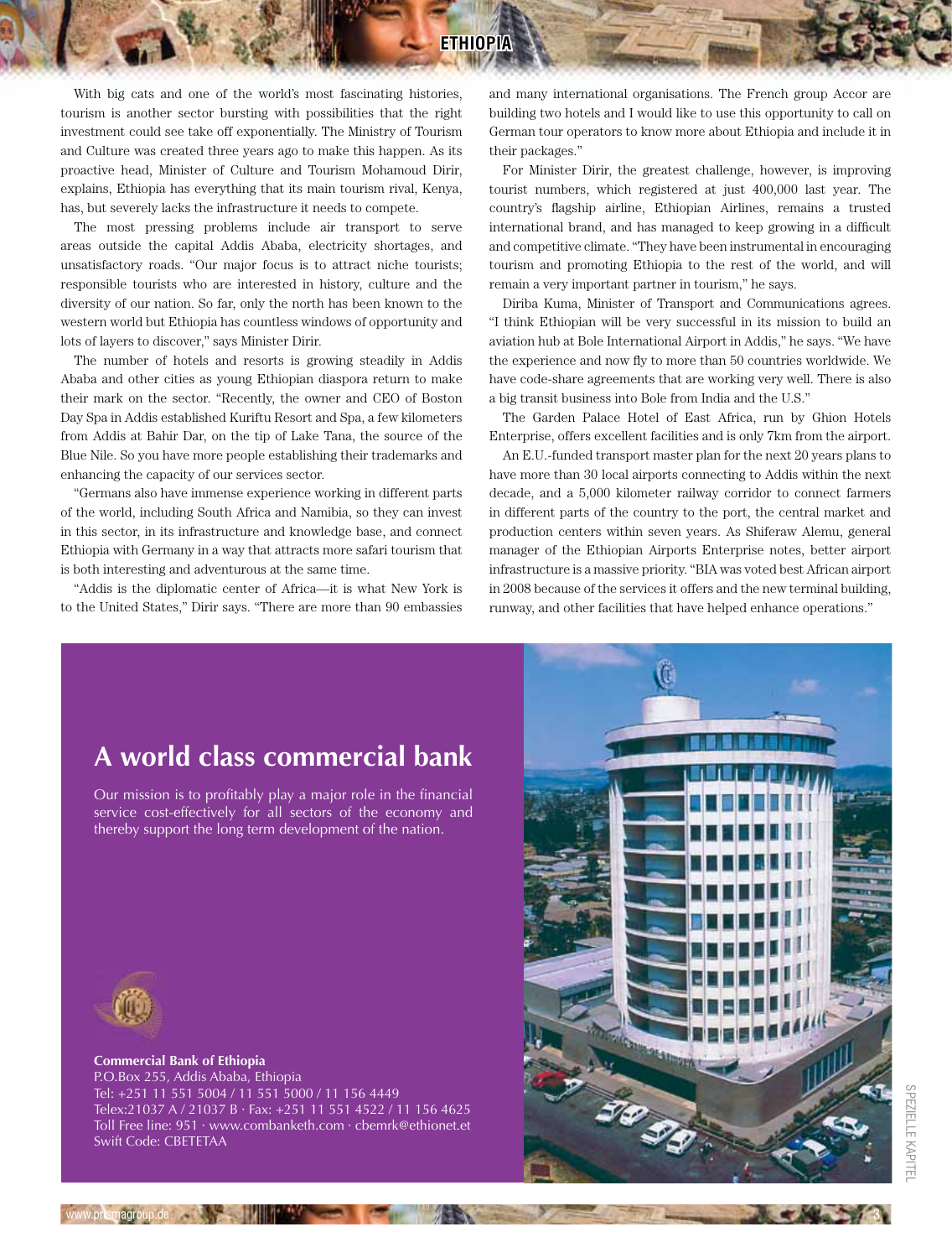With big cats and one of the world's most fascinating histories, tourism is another sector bursting with possibilities that the right investment could see take off exponentially. The Ministry of Tourism and Culture was created three years ago to make this happen. As its proactive head, Minister of Culture and Tourism Mohamoud Dirir, explains, Ethiopia has everything that its main tourism rival, Kenya, has, but severely lacks the infrastructure it needs to compete.

The most pressing problems include air transport to serve areas outside the capital Addis Ababa, electricity shortages, and unsatisfactory roads. "Our major focus is to attract niche tourists; responsible tourists who are interested in history, culture and the diversity of our nation. So far, only the north has been known to the western world but Ethiopia has countless windows of opportunity and lots of layers to discover," says Minister Dirir.

The number of hotels and resorts is growing steadily in Addis Ababa and other cities as young Ethiopian diaspora return to make their mark on the sector. "Recently, the owner and CEO of Boston Day Spa in Addis established Kuriftu Resort and Spa, a few kilometers from Addis at Bahir Dar, on the tip of Lake Tana, the source of the Blue Nile. So you have more people establishing their trademarks and enhancing the capacity of our services sector.

"Germans also have immense experience working in different parts of the world, including South Africa and Namibia, so they can invest in this sector, in its infrastructure and knowledge base, and connect Ethiopia with Germany in a way that attracts more safari tourism that is both interesting and adventurous at the same time.

"Addis is the diplomatic center of Africa—it is what New York is to the United States," Dirir says. "There are more than 90 embassies and many international organisations. The French group Accor are building two hotels and I would like to use this opportunity to call on German tour operators to know more about Ethiopia and include it in their packages."

For Minister Dirir, the greatest challenge, however, is improving tourist numbers, which registered at just 400,000 last year. The country's flagship airline, Ethiopian Airlines, remains a trusted international brand, and has managed to keep growing in a difficult and competitive climate. "They have been instrumental in encouraging tourism and promoting Ethiopia to the rest of the world, and will remain a very important partner in tourism," he says.

Diriba Kuma, Minister of Transport and Communications agrees. "I think Ethiopian will be very successful in its mission to build an aviation hub at Bole International Airport in Addis," he says. "We have the experience and now fly to more than 50 countries worldwide. We have code-share agreements that are working very well. There is also a big transit business into Bole from India and the U.S."

The Garden Palace Hotel of East Africa, run by Ghion Hotels Enterprise, offers excellent facilities and is only 7km from the airport.

An E.U.-funded transport master plan for the next 20 years plans to have more than 30 local airports connecting to Addis within the next decade, and a 5,000 kilometer railway corridor to connect farmers in different parts of the country to the port, the central market and production centers within seven years. As Shiferaw Alemu, general manager of the Ethiopian Airports Enterprise notes, better airport infrastructure is a massive priority. "BIA was voted best African airport in 2008 because of the services it offers and the new terminal building, runway, and other facilities that have helped enhance operations."

## A world class commercial bank

Our mission is to profitably play a major role in the financial service cost-effectively for all sectors of the economy and thereby support the long term development of the nation.

**Commercial Bank of Ethiopia**
P.O.Box 255, Addis Ababa, Ethiopia
Tel: +251 11 551 5004 / 11 551 5000 / 11 156 4449
Telex:21037 A / 21037 B · Fax: +251 11 551 4522 / 11 156 4625
Toll Free line: 951 · www.combanketh.com · cbemrk@ethionet.et
Swift Code: CBETETAA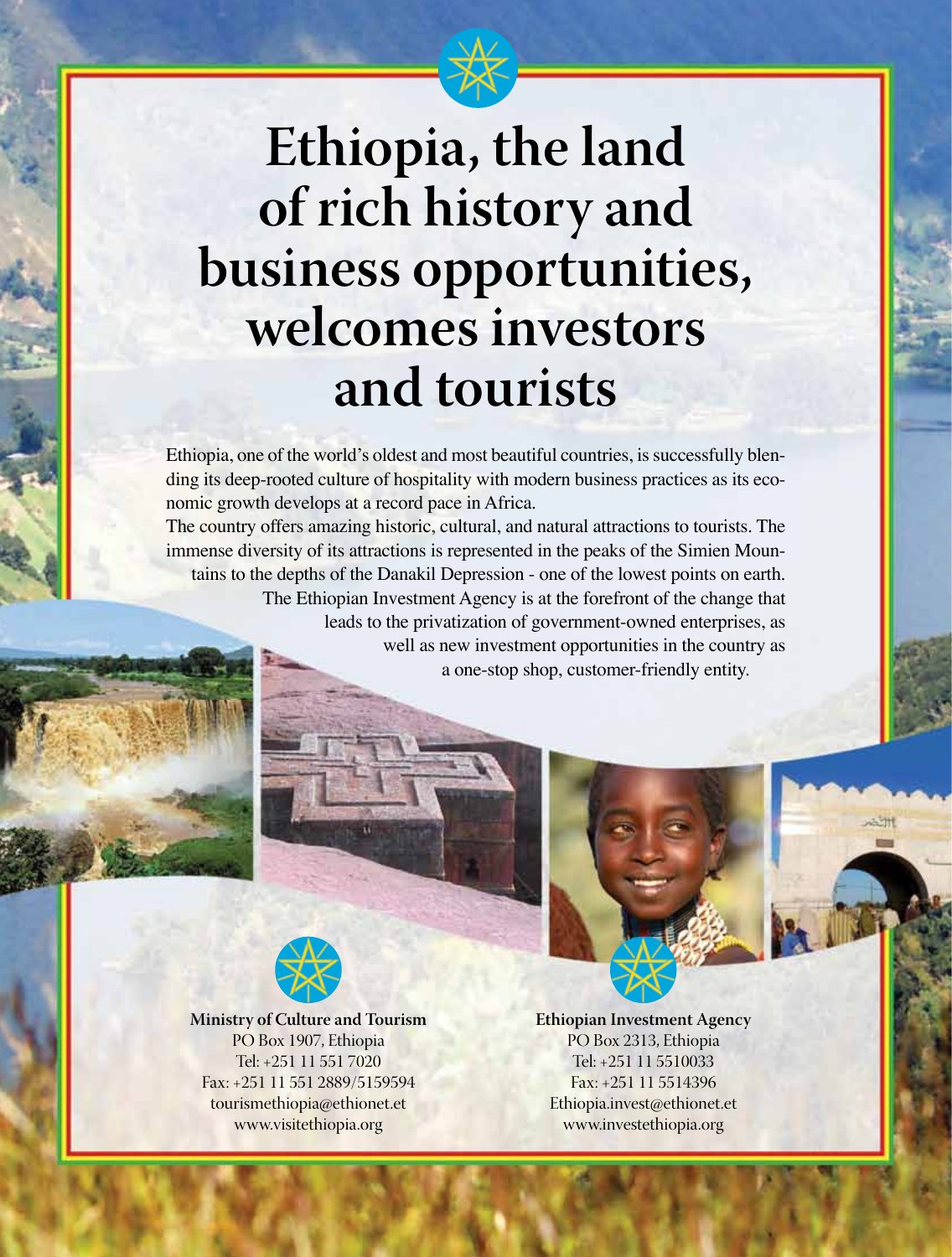# Ethiopia, the land of rich history and business opportunities, welcomes investors and tourists

Ethiopia, one of the world's oldest and most beautiful countries, is successfully blending its deep-rooted culture of hospitality with modern business practices as its economic growth develops at a record pace in Africa.

The country offers amazing historic, cultural, and natural attractions to tourists. The immense diversity of its attractions is represented in the peaks of the Simien Mountains to the depths of the Danakil Depression - one of the lowest points on earth. The Ethiopian Investment Agency is at the forefront of the change that leads to the privatization of government-owned enterprises, as well as new investment opportunities in the country as a one-stop shop, customer-friendly entity.

**Ministry of Culture and Tourism**
PO Box 1907, Ethiopia
Tel: +251 11 551 7020
Fax: +251 11 551 2889/5159594
tourismethiopia@ethionet.et
www.visitethiopia.org

**Ethiopian Investment Agency**
PO Box 2313, Ethiopia
Tel: +251 11 5510033
Fax: +251 11 5514396
Ethiopia.invest@ethionet.et
www.investethiopia.org